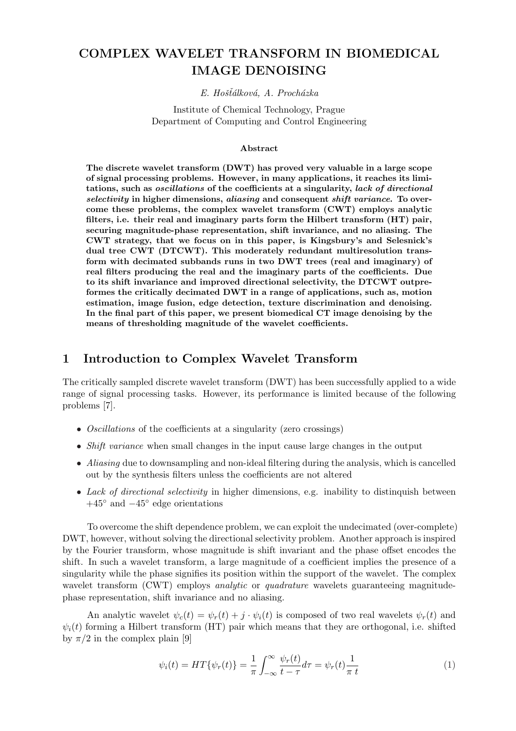# COMPLEX WAVELET TRANSFORM IN BIOMEDICAL IMAGE DENOISING

*E. Hošťálková, A. Procházka*

Institute of Chemical Technology, Prague
Department of Computing and Control Engineering

### Abstract

**The discrete wavelet transform (DWT) has proved very valuable in a large scope of signal processing problems. However, in many applications, it reaches its limitations, such as *oscillations* of the coefficients at a singularity, *lack of directional selectivity* in higher dimensions, *aliasing* and consequent *shift variance*. To overcome these problems, the complex wavelet transform (CWT) employs analytic filters, i.e. their real and imaginary parts form the Hilbert transform (HT) pair, securing magnitude-phase representation, shift invariance, and no aliasing. The CWT strategy, that we focus on in this paper, is Kingsbury's and Selesnick's dual tree CWT (DTCWT). This moderately redundant multiresolution transform with decimated subbands runs in two DWT trees (real and imaginary) of real filters producing the real and the imaginary parts of the coefficients. Due to its shift invariance and improved directional selectivity, the DTCWT outpreformes the critically decimated DWT in a range of applications, such as, motion estimation, image fusion, edge detection, texture discrimination and denoising. In the final part of this paper, we present biomedical CT image denoising by the means of thresholding magnitude of the wavelet coefficients.**

## 1 Introduction to Complex Wavelet Transform

The critically sampled discrete wavelet transform (DWT) has been successfully applied to a wide range of signal processing tasks. However, its performance is limited because of the following problems [7].

- *Oscillations* of the coefficients at a singularity (zero crossings)
- *Shift variance* when small changes in the input cause large changes in the output
- *Aliasing* due to downsampling and non-ideal filtering during the analysis, which is cancelled out by the synthesis filters unless the coefficients are not altered
- *Lack of directional selectivity* in higher dimensions, e.g. inability to distinquish between $+45°$ and $-45°$ edge orientations

To overcome the shift dependence problem, we can exploit the undecimated (over-complete) DWT, however, without solving the directional selectivity problem. Another approach is inspired by the Fourier transform, whose magnitude is shift invariant and the phase offset encodes the shift. In such a wavelet transform, a large magnitude of a coefficient implies the presence of a singularity while the phase signifies its position within the support of the wavelet. The complex wavelet transform (CWT) employs *analytic* or *quadrature* wavelets guaranteeing magnitude-phase representation, shift invariance and no aliasing.

An analytic wavelet $\psi_c(t) = \psi_r(t) + j \cdot \psi_i(t)$ is composed of two real wavelets $\psi_r(t)$ and $\psi_i(t)$ forming a Hilbert transform (HT) pair which means that they are orthogonal, i.e. shifted by $\pi/2$ in the complex plain [9]

$$\psi_i(t) = HT\{\psi_r(t)\} = \frac{1}{\pi}\int_{-\infty}^{\infty} \frac{\psi_r(t)}{t-\tau} d\tau = \psi_r(t)\frac{1}{\pi\, t} \tag{1}$$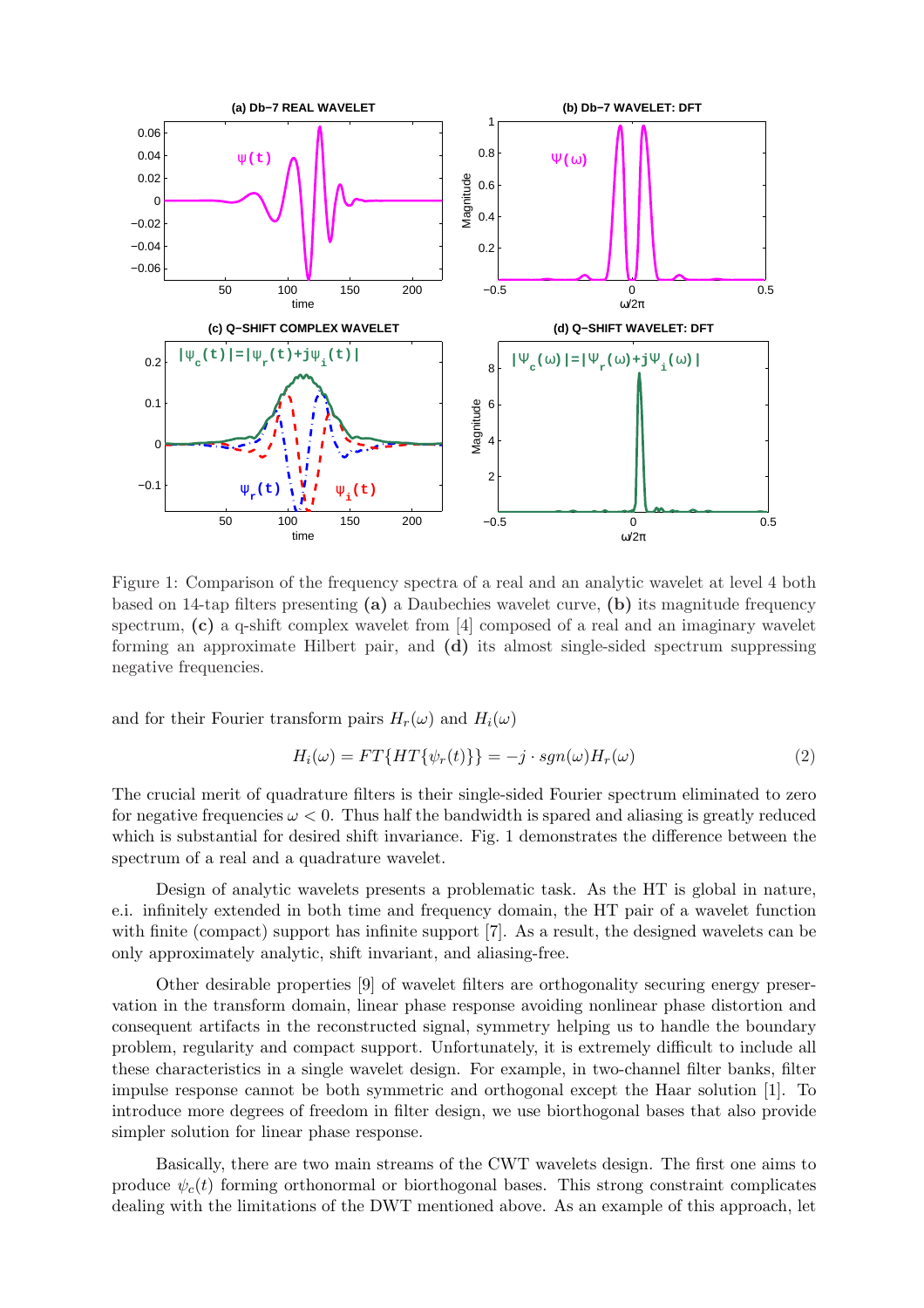Figure 1: Comparison of the frequency spectra of a real and an analytic wavelet at level 4 both based on 14-tap filters presenting **(a)** a Daubechies wavelet curve, **(b)** its magnitude frequency spectrum, **(c)** a q-shift complex wavelet from [4] composed of a real and an imaginary wavelet forming an approximate Hilbert pair, and **(d)** its almost single-sided spectrum suppressing negative frequencies.

and for their Fourier transform pairs $H_r(\omega)$ and $H_i(\omega)$

$$H_i(\omega) = FT\{HT\{\psi_r(t)\}\} = -j \cdot sgn(\omega) H_r(\omega) \tag{2}$$

The crucial merit of quadrature filters is their single-sided Fourier spectrum eliminated to zero for negative frequencies $\omega < 0$. Thus half the bandwidth is spared and aliasing is greatly reduced which is substantial for desired shift invariance. Fig. 1 demonstrates the difference between the spectrum of a real and a quadrature wavelet.

Design of analytic wavelets presents a problematic task. As the HT is global in nature, e.i. infinitely extended in both time and frequency domain, the HT pair of a wavelet function with finite (compact) support has infinite support [7]. As a result, the designed wavelets can be only approximately analytic, shift invariant, and aliasing-free.

Other desirable properties [9] of wavelet filters are orthogonality securing energy preservation in the transform domain, linear phase response avoiding nonlinear phase distortion and consequent artifacts in the reconstructed signal, symmetry helping us to handle the boundary problem, regularity and compact support. Unfortunately, it is extremely difficult to include all these characteristics in a single wavelet design. For example, in two-channel filter banks, filter impulse response cannot be both symmetric and orthogonal except the Haar solution [1]. To introduce more degrees of freedom in filter design, we use biorthogonal bases that also provide simpler solution for linear phase response.

Basically, there are two main streams of the CWT wavelets design. The first one aims to produce $\psi_c(t)$ forming orthonormal or biorthogonal bases. This strong constraint complicates dealing with the limitations of the DWT mentioned above. As an example of this approach, let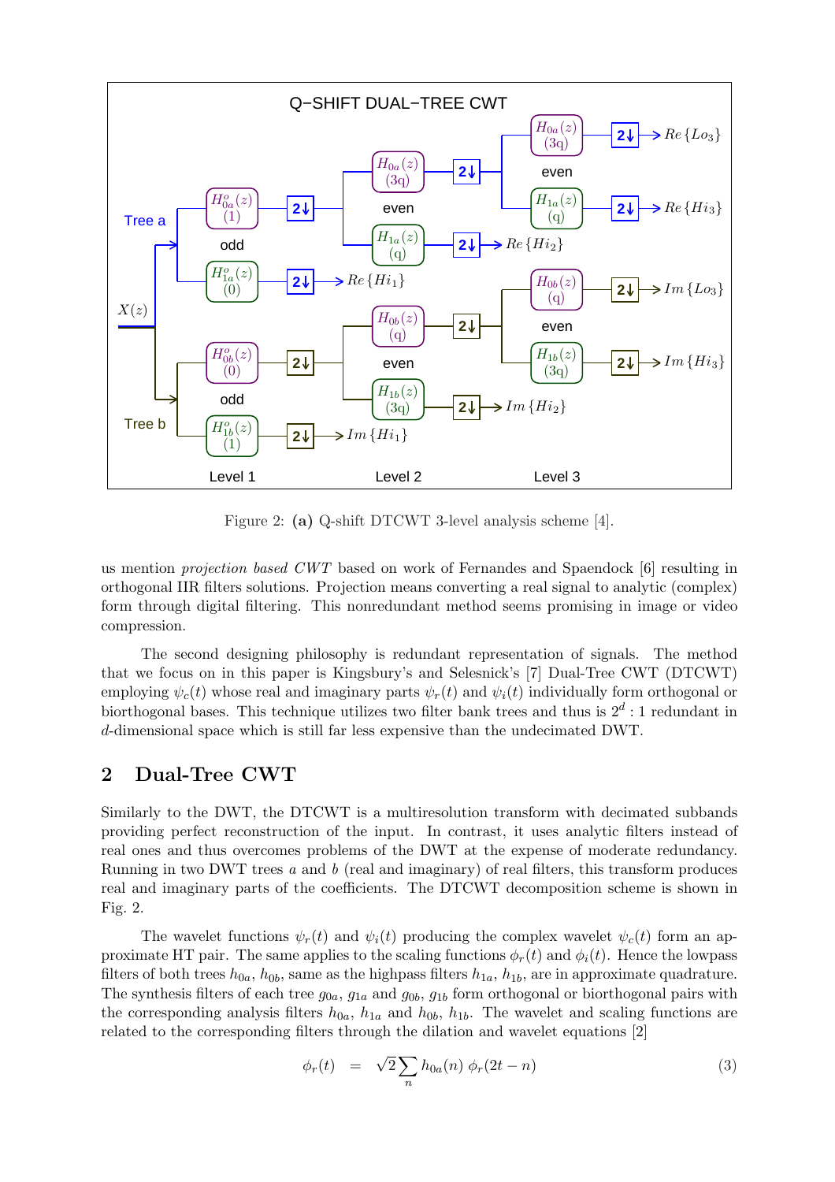Figure 2: **(a)** Q-shift DTCWT 3-level analysis scheme [4].

us mention *projection based CWT* based on work of Fernandes and Spaendock [6] resulting in orthogonal IIR filters solutions. Projection means converting a real signal to analytic (complex) form through digital filtering. This nonredundant method seems promising in image or video compression.

The second designing philosophy is redundant representation of signals. The method that we focus on in this paper is Kingsbury's and Selesnick's [7] Dual-Tree CWT (DTCWT) employing $\psi_c(t)$ whose real and imaginary parts $\psi_r(t)$ and $\psi_i(t)$ individually form orthogonal or biorthogonal bases. This technique utilizes two filter bank trees and thus is $2^d : 1$ redundant in $d$-dimensional space which is still far less expensive than the undecimated DWT.

## 2 Dual-Tree CWT

Similarly to the DWT, the DTCWT is a multiresolution transform with decimated subbands providing perfect reconstruction of the input. In contrast, it uses analytic filters instead of real ones and thus overcomes problems of the DWT at the expense of moderate redundancy. Running in two DWT trees $a$ and $b$ (real and imaginary) of real filters, this transform produces real and imaginary parts of the coefficients. The DTCWT decomposition scheme is shown in Fig. 2.

The wavelet functions $\psi_r(t)$ and $\psi_i(t)$ producing the complex wavelet $\psi_c(t)$ form an approximate HT pair. The same applies to the scaling functions $\phi_r(t)$ and $\phi_i(t)$. Hence the lowpass filters of both trees $h_{0a}$, $h_{0b}$, same as the highpass filters $h_{1a}$, $h_{1b}$, are in approximate quadrature. The synthesis filters of each tree $g_{0a}$, $g_{1a}$ and $g_{0b}$, $g_{1b}$ form orthogonal or biorthogonal pairs with the corresponding analysis filters $h_{0a}$, $h_{1a}$ and $h_{0b}$, $h_{1b}$. The wavelet and scaling functions are related to the corresponding filters through the dilation and wavelet equations [2]

$$\phi_r(t) = \sqrt{2}\sum_n h_{0a}(n)\, \phi_r(2t-n) \tag{3}$$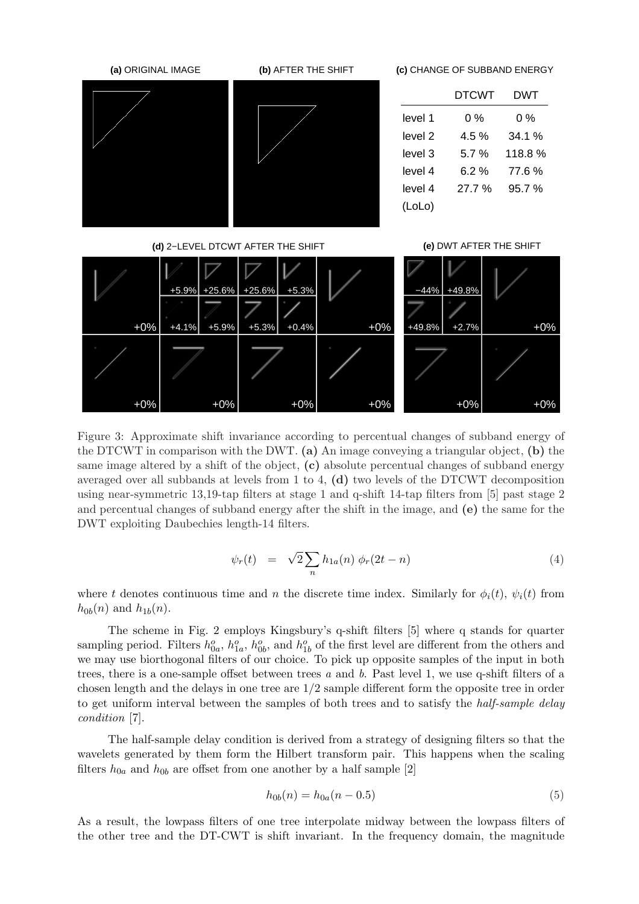(a) ORIGINAL IMAGE

(b) AFTER THE SHIFT

(c) CHANGE OF SUBBAND ENERGY

| | DTCWT | DWT |
|---|---|---|
| level 1 | 0 % | 0 % |
| level 2 | 4.5 % | 34.1 % |
| level 3 | 5.7 % | 118.8 % |
| level 4 | 6.2 % | 77.6 % |
| level 4 (LoLo) | 27.7 % | 95.7 % |

(d) 2−LEVEL DTCWT AFTER THE SHIFT

(e) DWT AFTER THE SHIFT

Figure 3: Approximate shift invariance according to percentual changes of subband energy of the DTCWT in comparison with the DWT. **(a)** An image conveying a triangular object, **(b)** the same image altered by a shift of the object, **(c)** absolute percentual changes of subband energy averaged over all subbands at levels from 1 to 4, **(d)** two levels of the DTCWT decomposition using near-symmetric 13,19-tap filters at stage 1 and q-shift 14-tap filters from [5] past stage 2 and percentual changes of subband energy after the shift in the image, and **(e)** the same for the DWT exploiting Daubechies length-14 filters.

$$\psi_r(t) \quad = \quad \sqrt{2}\sum_n h_{1a}(n)\ \phi_r(2t-n) \tag{4}$$

where $t$ denotes continuous time and $n$ the discrete time index. Similarly for $\phi_i(t)$, $\psi_i(t)$ from $h_{0b}(n)$ and $h_{1b}(n)$.

The scheme in Fig. 2 employs Kingsbury's q-shift filters [5] where q stands for quarter sampling period. Filters $h_{0a}^o$, $h_{1a}^o$, $h_{0b}^o$, and $h_{1b}^o$ of the first level are different from the others and we may use biorthogonal filters of our choice. To pick up opposite samples of the input in both trees, there is a one-sample offset between trees $a$ and $b$. Past level 1, we use q-shift filters of a chosen length and the delays in one tree are $1/2$ sample different form the opposite tree in order to get uniform interval between the samples of both trees and to satisfy the *half-sample delay condition* [7].

The half-sample delay condition is derived from a strategy of designing filters so that the wavelets generated by them form the Hilbert transform pair. This happens when the scaling filters $h_{0a}$ and $h_{0b}$ are offset from one another by a half sample [2]

$$h_{0b}(n) = h_{0a}(n-0.5) \tag{5}$$

As a result, the lowpass filters of one tree interpolate midway between the lowpass filters of the other tree and the DT-CWT is shift invariant. In the frequency domain, the magnitude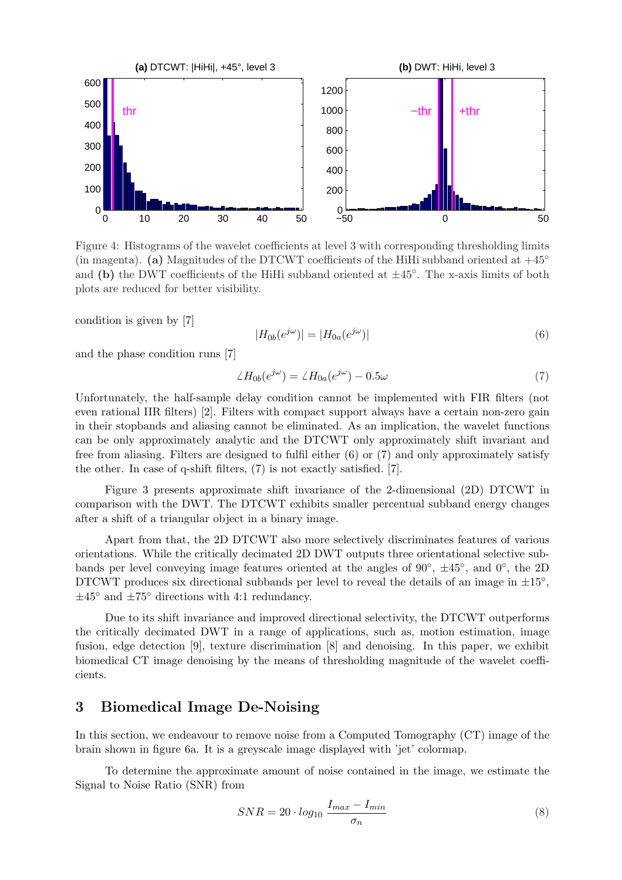Figure 4: Histograms of the wavelet coefficients at level 3 with corresponding thresholding limits (in magenta). **(a)** Magnitudes of the DTCWT coefficients of the HiHi subband oriented at $+45°$ and **(b)** the DWT coefficients of the HiHi subband oriented at $\pm 45°$. The x-axis limits of both plots are reduced for better visibility.

condition is given by [7]

$$|H_{0b}(e^{j\omega})| = |H_{0a}(e^{j\omega})| \tag{6}$$

and the phase condition runs [7]

$$\angle H_{0b}(e^{j\omega}) = \angle H_{0a}(e^{j\omega}) - 0.5\omega \tag{7}$$

Unfortunately, the half-sample delay condition cannot be implemented with FIR filters (not even rational IIR filters) [2]. Filters with compact support always have a certain non-zero gain in their stopbands and aliasing cannot be eliminated. As an implication, the wavelet functions can be only approximately analytic and the DTCWT only approximately shift invariant and free from aliasing. Filters are designed to fulfil either (6) or (7) and only approximately satisfy the other. In case of q-shift filters, (7) is not exactly satisfied. [7].

Figure 3 presents approximate shift invariance of the 2-dimensional (2D) DTCWT in comparison with the DWT. The DTCWT exhibits smaller percentual subband energy changes after a shift of a triangular object in a binary image.

Apart from that, the 2D DTCWT also more selectively discriminates features of various orientations. While the critically decimated 2D DWT outputs three orientational selective subbands per level conveying image features oriented at the angles of $90°$, $\pm 45°$, and $0°$, the 2D DTCWT produces six directional subbands per level to reveal the details of an image in $\pm 15°$, $\pm 45°$ and $\pm 75°$ directions with 4:1 redundancy.

Due to its shift invariance and improved directional selectivity, the DTCWT outperforms the critically decimated DWT in a range of applications, such as, motion estimation, image fusion, edge detection [9], texture discrimination [8] and denoising. In this paper, we exhibit biomedical CT image denoising by the means of thresholding magnitude of the wavelet coefficients.

## 3 Biomedical Image De-Noising

In this section, we endeavour to remove noise from a Computed Tomography (CT) image of the brain shown in figure 6a. It is a greyscale image displayed with 'jet' colormap.

To determine the approximate amount of noise contained in the image, we estimate the Signal to Noise Ratio (SNR) from

$$SNR = 20 \cdot log_{10} \frac{I_{max} - I_{min}}{\sigma_n} \tag{8}$$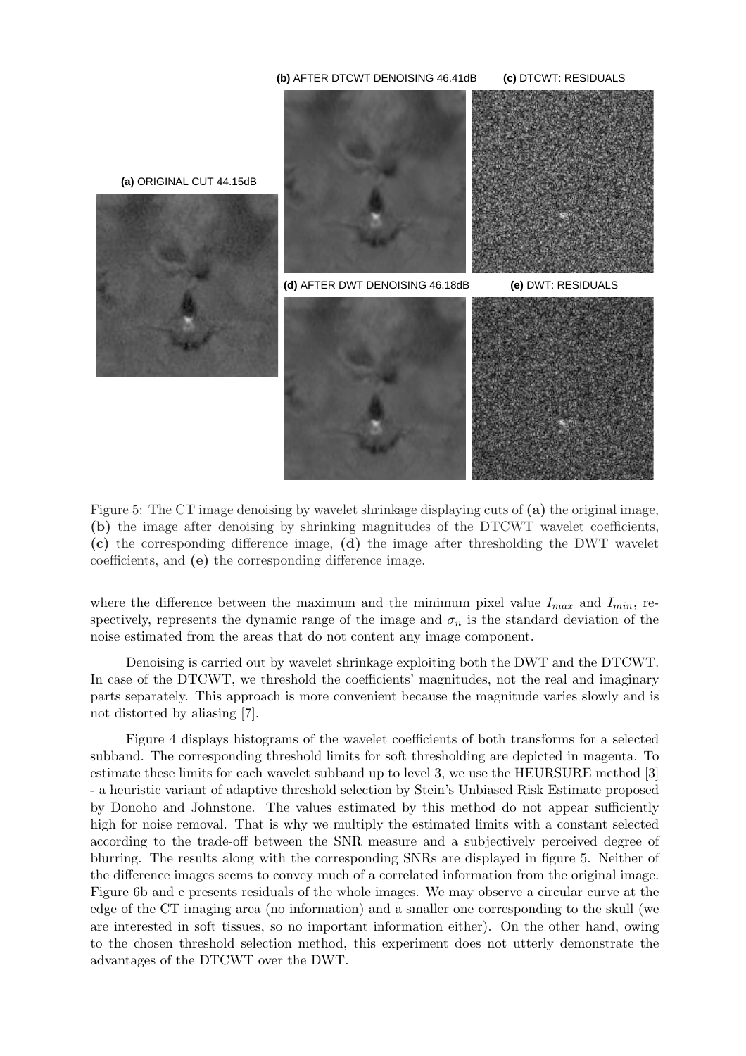Figure 5: The CT image denoising by wavelet shrinkage displaying cuts of **(a)** the original image, **(b)** the image after denoising by shrinking magnitudes of the DTCWT wavelet coefficients, **(c)** the corresponding difference image, **(d)** the image after thresholding the DWT wavelet coefficients, and **(e)** the corresponding difference image.

where the difference between the maximum and the minimum pixel value $I_{max}$ and $I_{min}$, respectively, represents the dynamic range of the image and $\sigma_n$ is the standard deviation of the noise estimated from the areas that do not content any image component.

Denoising is carried out by wavelet shrinkage exploiting both the DWT and the DTCWT. In case of the DTCWT, we threshold the coefficients' magnitudes, not the real and imaginary parts separately. This approach is more convenient because the magnitude varies slowly and is not distorted by aliasing [7].

Figure 4 displays histograms of the wavelet coefficients of both transforms for a selected subband. The corresponding threshold limits for soft thresholding are depicted in magenta. To estimate these limits for each wavelet subband up to level 3, we use the HEURSURE method [3] - a heuristic variant of adaptive threshold selection by Stein's Unbiased Risk Estimate proposed by Donoho and Johnstone. The values estimated by this method do not appear sufficiently high for noise removal. That is why we multiply the estimated limits with a constant selected according to the trade-off between the SNR measure and a subjectively perceived degree of blurring. The results along with the corresponding SNRs are displayed in figure 5. Neither of the difference images seems to convey much of a correlated information from the original image. Figure 6b and c presents residuals of the whole images. We may observe a circular curve at the edge of the CT imaging area (no information) and a smaller one corresponding to the skull (we are interested in soft tissues, so no important information either). On the other hand, owing to the chosen threshold selection method, this experiment does not utterly demonstrate the advantages of the DTCWT over the DWT.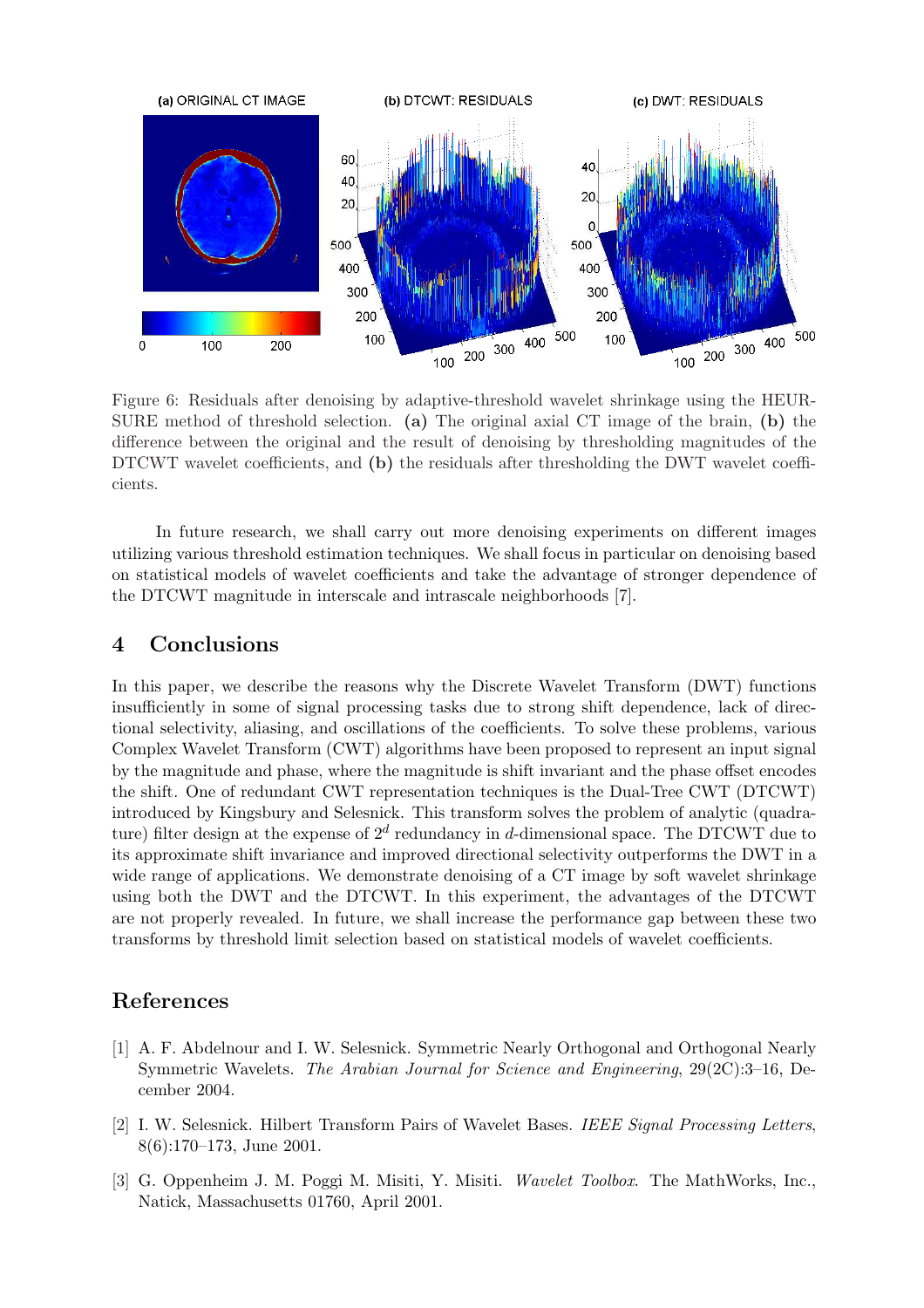Figure 6: Residuals after denoising by adaptive-threshold wavelet shrinkage using the HEURSURE method of threshold selection. **(a)** The original axial CT image of the brain, **(b)** the difference between the original and the result of denoising by thresholding magnitudes of the DTCWT wavelet coefficients, and **(b)** the residuals after thresholding the DWT wavelet coefficients.

In future research, we shall carry out more denoising experiments on different images utilizing various threshold estimation techniques. We shall focus in particular on denoising based on statistical models of wavelet coefficients and take the advantage of stronger dependence of the DTCWT magnitude in interscale and intrascale neighborhoods [7].

## 4 Conclusions

In this paper, we describe the reasons why the Discrete Wavelet Transform (DWT) functions insufficiently in some of signal processing tasks due to strong shift dependence, lack of directional selectivity, aliasing, and oscillations of the coefficients. To solve these problems, various Complex Wavelet Transform (CWT) algorithms have been proposed to represent an input signal by the magnitude and phase, where the magnitude is shift invariant and the phase offset encodes the shift. One of redundant CWT representation techniques is the Dual-Tree CWT (DTCWT) introduced by Kingsbury and Selesnick. This transform solves the problem of analytic (quadrature) filter design at the expense of $2^d$ redundancy in $d$-dimensional space. The DTCWT due to its approximate shift invariance and improved directional selectivity outperforms the DWT in a wide range of applications. We demonstrate denoising of a CT image by soft wavelet shrinkage using both the DWT and the DTCWT. In this experiment, the advantages of the DTCWT are not properly revealed. In future, we shall increase the performance gap between these two transforms by threshold limit selection based on statistical models of wavelet coefficients.

## References

[1] A. F. Abdelnour and I. W. Selesnick. Symmetric Nearly Orthogonal and Orthogonal Nearly Symmetric Wavelets. *The Arabian Journal for Science and Engineering*, 29(2C):3–16, December 2004.

[2] I. W. Selesnick. Hilbert Transform Pairs of Wavelet Bases. *IEEE Signal Processing Letters*, 8(6):170–173, June 2001.

[3] G. Oppenheim J. M. Poggi M. Misiti, Y. Misiti. *Wavelet Toolbox*. The MathWorks, Inc., Natick, Massachusetts 01760, April 2001.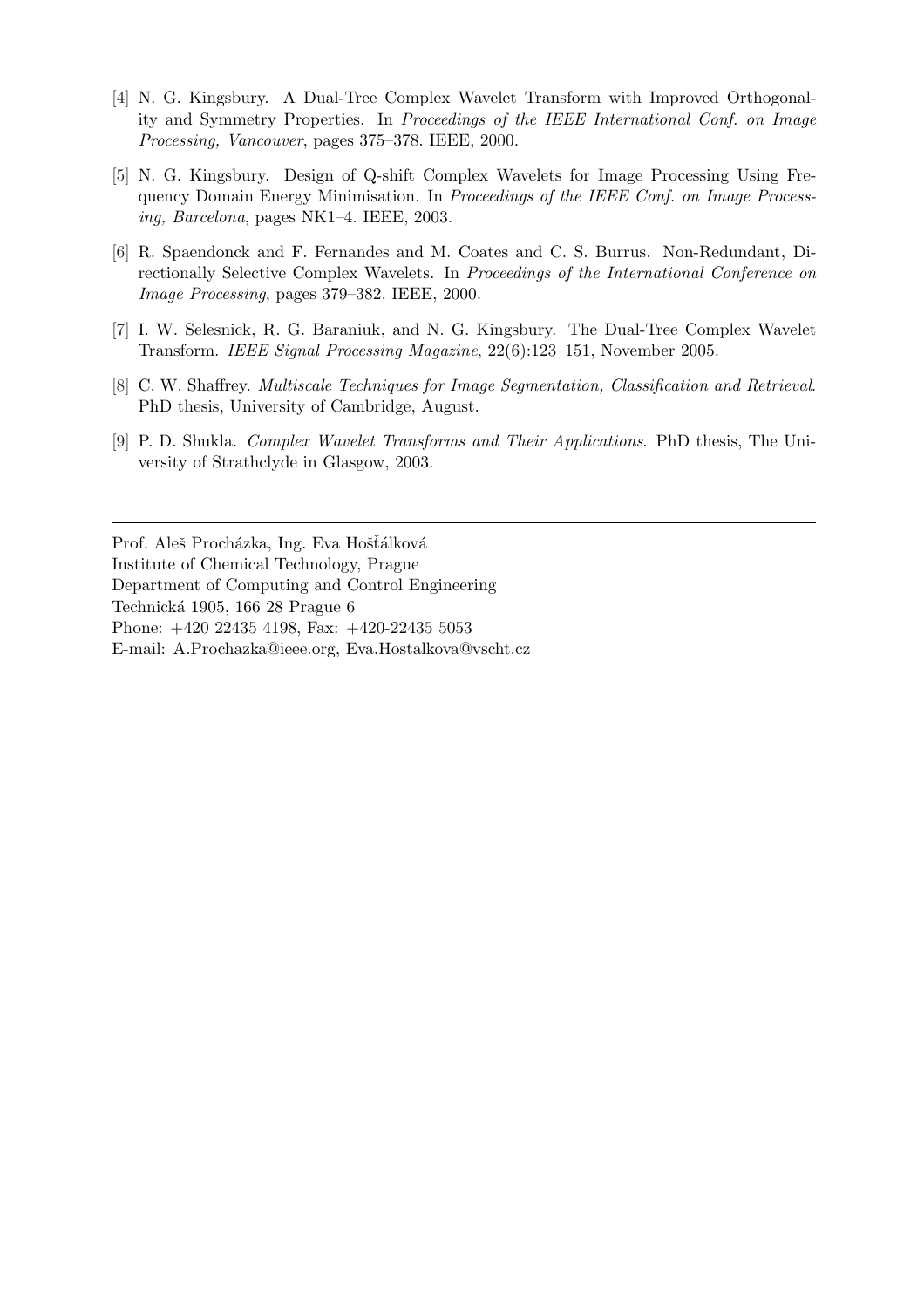[4] N. G. Kingsbury. A Dual-Tree Complex Wavelet Transform with Improved Orthogonality and Symmetry Properties. In *Proceedings of the IEEE International Conf. on Image Processing, Vancouver*, pages 375–378. IEEE, 2000.

[5] N. G. Kingsbury. Design of Q-shift Complex Wavelets for Image Processing Using Frequency Domain Energy Minimisation. In *Proceedings of the IEEE Conf. on Image Processing, Barcelona*, pages NK1–4. IEEE, 2003.

[6] R. Spaendonck and F. Fernandes and M. Coates and C. S. Burrus. Non-Redundant, Directionally Selective Complex Wavelets. In *Proceedings of the International Conference on Image Processing*, pages 379–382. IEEE, 2000.

[7] I. W. Selesnick, R. G. Baraniuk, and N. G. Kingsbury. The Dual-Tree Complex Wavelet Transform. *IEEE Signal Processing Magazine*, 22(6):123–151, November 2005.

[8] C. W. Shaffrey. *Multiscale Techniques for Image Segmentation, Classification and Retrieval*. PhD thesis, University of Cambridge, August.

[9] P. D. Shukla. *Complex Wavelet Transforms and Their Applications*. PhD thesis, The University of Strathclyde in Glasgow, 2003.

---

Prof. Aleš Procházka, Ing. Eva Hošťálková
Institute of Chemical Technology, Prague
Department of Computing and Control Engineering
Technická 1905, 166 28 Prague 6
Phone: +420 22435 4198, Fax: +420-22435 5053
E-mail: A.Prochazka@ieee.org, Eva.Hostalkova@vscht.cz